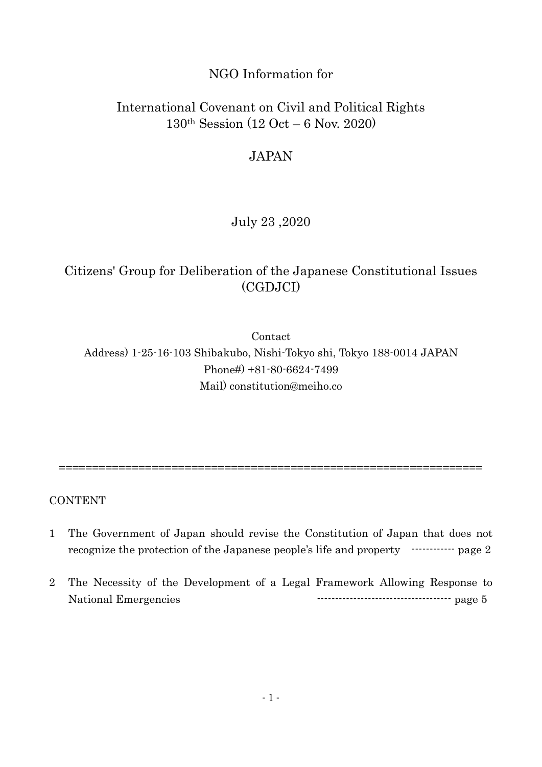NGO Information for

International Covenant on Civil and Political Rights
130th Session (12 Oct – 6 Nov. 2020)

JAPAN

July 23 ,2020

Citizens' Group for Deliberation of the Japanese Constitutional Issues (CGDJCI)

Contact
Address) 1-25-16-103 Shibakubo, Nishi-Tokyo shi, Tokyo 188-0014 JAPAN
Phone#) +81-80-6624-7499
Mail) constitution@meiho.co

==============================================================

CONTENT

1 The Government of Japan should revise the Constitution of Japan that does not recognize the protection of the Japanese people's life and property ------------ page 2

2 The Necessity of the Development of a Legal Framework Allowing Response to National Emergencies ------------------------------------ page 5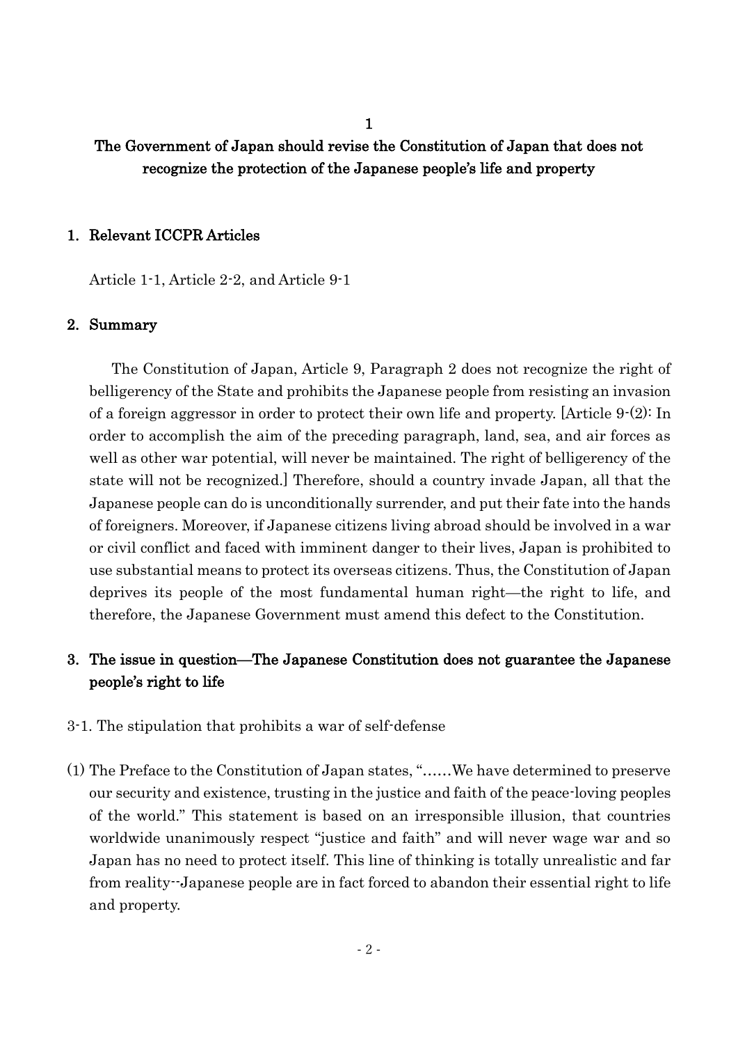1

## The Government of Japan should revise the Constitution of Japan that does not recognize the protection of the Japanese people's life and property

### 1. Relevant ICCPR Articles

Article 1-1, Article 2-2, and Article 9-1

### 2. Summary

The Constitution of Japan, Article 9, Paragraph 2 does not recognize the right of belligerency of the State and prohibits the Japanese people from resisting an invasion of a foreign aggressor in order to protect their own life and property. [Article 9-(2): In order to accomplish the aim of the preceding paragraph, land, sea, and air forces as well as other war potential, will never be maintained. The right of belligerency of the state will not be recognized.] Therefore, should a country invade Japan, all that the Japanese people can do is unconditionally surrender, and put their fate into the hands of foreigners. Moreover, if Japanese citizens living abroad should be involved in a war or civil conflict and faced with imminent danger to their lives, Japan is prohibited to use substantial means to protect its overseas citizens. Thus, the Constitution of Japan deprives its people of the most fundamental human right—the right to life, and therefore, the Japanese Government must amend this defect to the Constitution.

### 3. The issue in question—The Japanese Constitution does not guarantee the Japanese people's right to life

3-1. The stipulation that prohibits a war of self-defense

(1) The Preface to the Constitution of Japan states, "……We have determined to preserve our security and existence, trusting in the justice and faith of the peace-loving peoples of the world." This statement is based on an irresponsible illusion, that countries worldwide unanimously respect "justice and faith" and will never wage war and so Japan has no need to protect itself. This line of thinking is totally unrealistic and far from reality--Japanese people are in fact forced to abandon their essential right to life and property.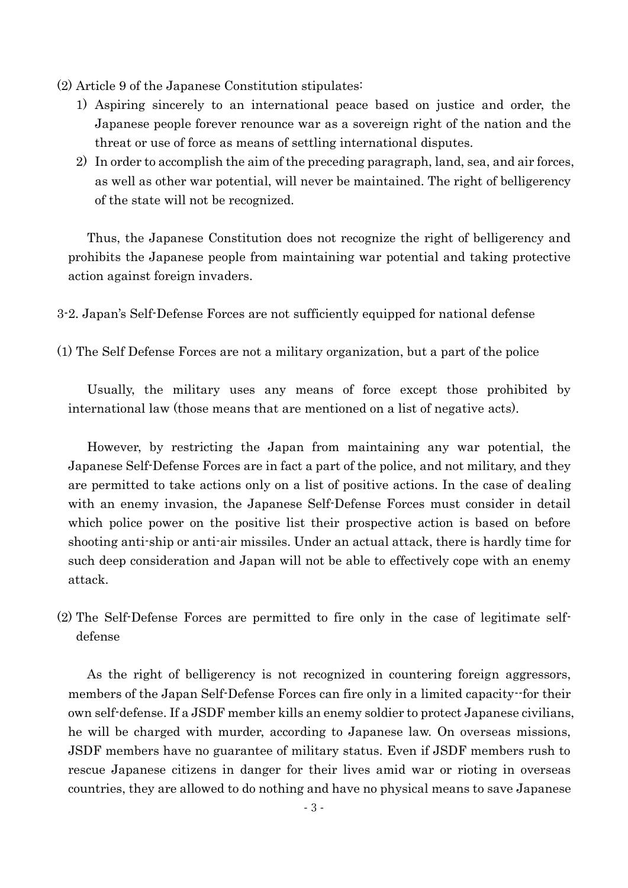(2) Article 9 of the Japanese Constitution stipulates:

1) Aspiring sincerely to an international peace based on justice and order, the Japanese people forever renounce war as a sovereign right of the nation and the threat or use of force as means of settling international disputes.
2) In order to accomplish the aim of the preceding paragraph, land, sea, and air forces, as well as other war potential, will never be maintained. The right of belligerency of the state will not be recognized.

Thus, the Japanese Constitution does not recognize the right of belligerency and prohibits the Japanese people from maintaining war potential and taking protective action against foreign invaders.

3-2. Japan's Self-Defense Forces are not sufficiently equipped for national defense

(1) The Self Defense Forces are not a military organization, but a part of the police

Usually, the military uses any means of force except those prohibited by international law (those means that are mentioned on a list of negative acts).

However, by restricting the Japan from maintaining any war potential, the Japanese Self-Defense Forces are in fact a part of the police, and not military, and they are permitted to take actions only on a list of positive actions. In the case of dealing with an enemy invasion, the Japanese Self-Defense Forces must consider in detail which police power on the positive list their prospective action is based on before shooting anti-ship or anti-air missiles. Under an actual attack, there is hardly time for such deep consideration and Japan will not be able to effectively cope with an enemy attack.

(2) The Self-Defense Forces are permitted to fire only in the case of legitimate self-defense

As the right of belligerency is not recognized in countering foreign aggressors, members of the Japan Self-Defense Forces can fire only in a limited capacity--for their own self-defense. If a JSDF member kills an enemy soldier to protect Japanese civilians, he will be charged with murder, according to Japanese law. On overseas missions, JSDF members have no guarantee of military status. Even if JSDF members rush to rescue Japanese citizens in danger for their lives amid war or rioting in overseas countries, they are allowed to do nothing and have no physical means to save Japanese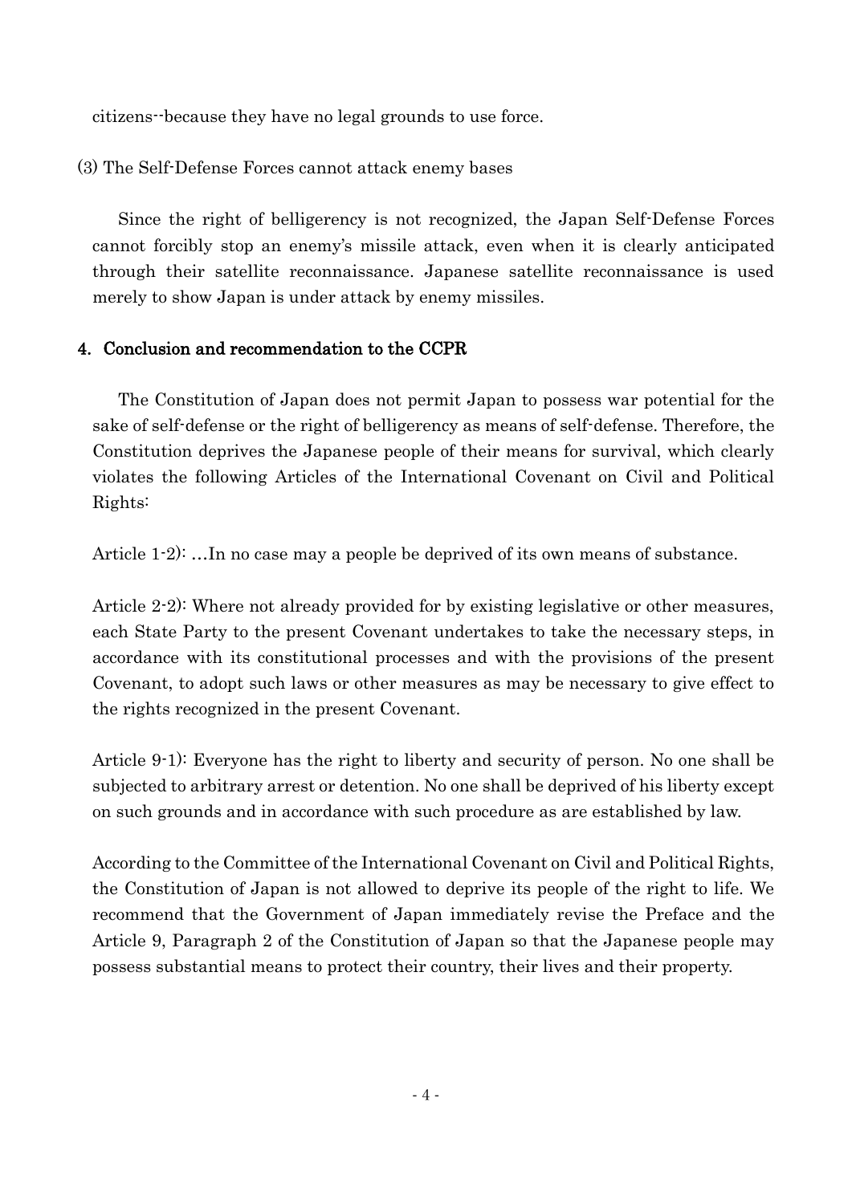citizens--because they have no legal grounds to use force.

(3) The Self-Defense Forces cannot attack enemy bases

Since the right of belligerency is not recognized, the Japan Self-Defense Forces cannot forcibly stop an enemy's missile attack, even when it is clearly anticipated through their satellite reconnaissance. Japanese satellite reconnaissance is used merely to show Japan is under attack by enemy missiles.

## 4. Conclusion and recommendation to the CCPR

The Constitution of Japan does not permit Japan to possess war potential for the sake of self-defense or the right of belligerency as means of self-defense. Therefore, the Constitution deprives the Japanese people of their means for survival, which clearly violates the following Articles of the International Covenant on Civil and Political Rights:

Article 1-2): …In no case may a people be deprived of its own means of substance.

Article 2-2): Where not already provided for by existing legislative or other measures, each State Party to the present Covenant undertakes to take the necessary steps, in accordance with its constitutional processes and with the provisions of the present Covenant, to adopt such laws or other measures as may be necessary to give effect to the rights recognized in the present Covenant.

Article 9-1): Everyone has the right to liberty and security of person. No one shall be subjected to arbitrary arrest or detention. No one shall be deprived of his liberty except on such grounds and in accordance with such procedure as are established by law.

According to the Committee of the International Covenant on Civil and Political Rights, the Constitution of Japan is not allowed to deprive its people of the right to life. We recommend that the Government of Japan immediately revise the Preface and the Article 9, Paragraph 2 of the Constitution of Japan so that the Japanese people may possess substantial means to protect their country, their lives and their property.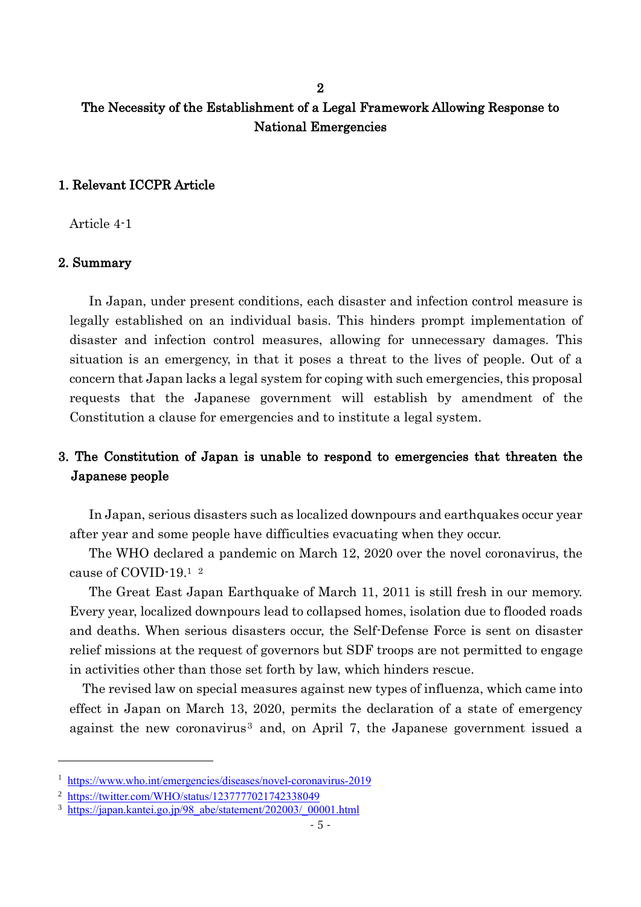## 2

## The Necessity of the Establishment of a Legal Framework Allowing Response to National Emergencies

### 1. Relevant ICCPR Article

Article 4-1

### 2. Summary

In Japan, under present conditions, each disaster and infection control measure is legally established on an individual basis. This hinders prompt implementation of disaster and infection control measures, allowing for unnecessary damages. This situation is an emergency, in that it poses a threat to the lives of people. Out of a concern that Japan lacks a legal system for coping with such emergencies, this proposal requests that the Japanese government will establish by amendment of the Constitution a clause for emergencies and to institute a legal system.

### 3. The Constitution of Japan is unable to respond to emergencies that threaten the Japanese people

In Japan, serious disasters such as localized downpours and earthquakes occur year after year and some people have difficulties evacuating when they occur.

The WHO declared a pandemic on March 12, 2020 over the novel coronavirus, the cause of COVID-19.[1] [2]

The Great East Japan Earthquake of March 11, 2011 is still fresh in our memory. Every year, localized downpours lead to collapsed homes, isolation due to flooded roads and deaths. When serious disasters occur, the Self-Defense Force is sent on disaster relief missions at the request of governors but SDF troops are not permitted to engage in activities other than those set forth by law, which hinders rescue.

The revised law on special measures against new types of influenza, which came into effect in Japan on March 13, 2020, permits the declaration of a state of emergency against the new coronavirus[3] and, on April 7, the Japanese government issued a

---

[1] https://www.who.int/emergencies/diseases/novel-coronavirus-2019

[2] https://twitter.com/WHO/status/1237777021742338049

[3] https://japan.kantei.go.jp/98_abe/statement/202003/_00001.html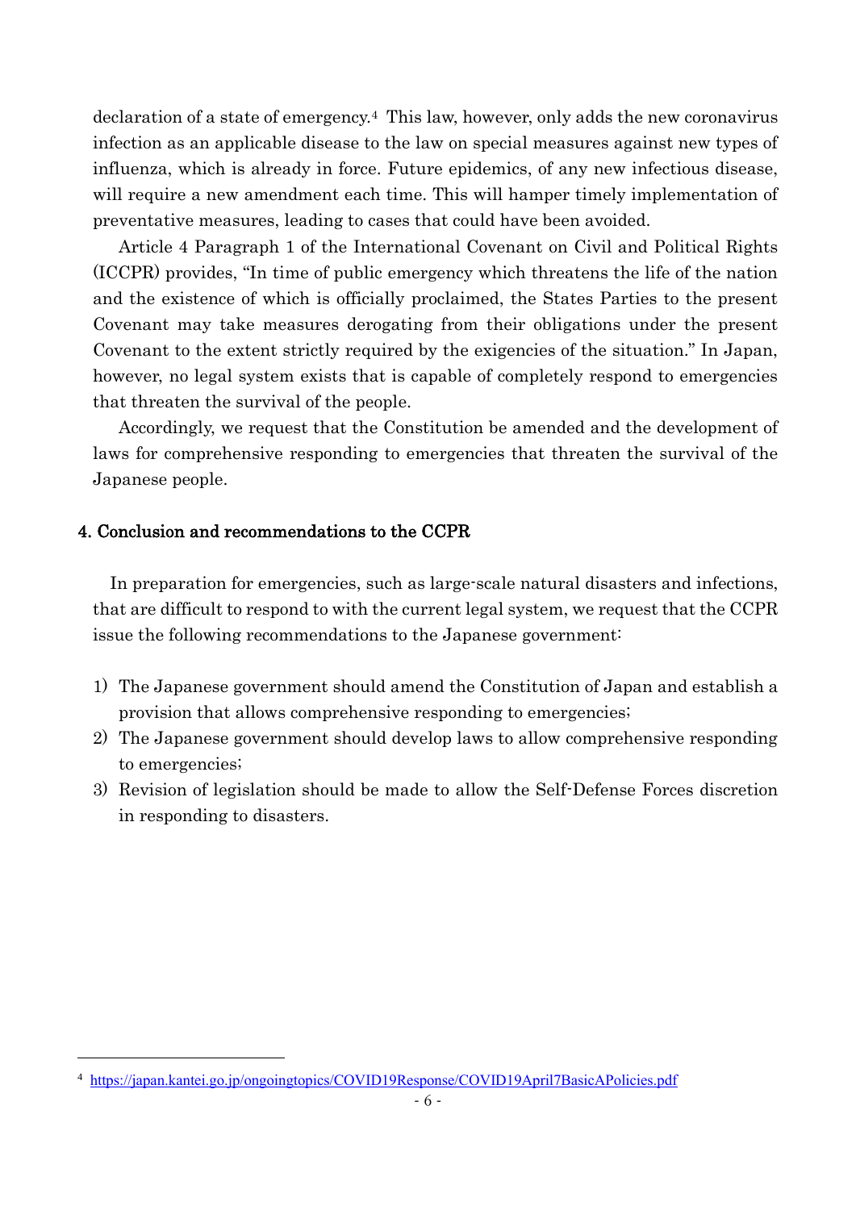declaration of a state of emergency.[4] This law, however, only adds the new coronavirus infection as an applicable disease to the law on special measures against new types of influenza, which is already in force. Future epidemics, of any new infectious disease, will require a new amendment each time. This will hamper timely implementation of preventative measures, leading to cases that could have been avoided.

Article 4 Paragraph 1 of the International Covenant on Civil and Political Rights (ICCPR) provides, "In time of public emergency which threatens the life of the nation and the existence of which is officially proclaimed, the States Parties to the present Covenant may take measures derogating from their obligations under the present Covenant to the extent strictly required by the exigencies of the situation." In Japan, however, no legal system exists that is capable of completely respond to emergencies that threaten the survival of the people.

Accordingly, we request that the Constitution be amended and the development of laws for comprehensive responding to emergencies that threaten the survival of the Japanese people.

## 4. Conclusion and recommendations to the CCPR

In preparation for emergencies, such as large-scale natural disasters and infections, that are difficult to respond to with the current legal system, we request that the CCPR issue the following recommendations to the Japanese government:

1) The Japanese government should amend the Constitution of Japan and establish a provision that allows comprehensive responding to emergencies;
2) The Japanese government should develop laws to allow comprehensive responding to emergencies;
3) Revision of legislation should be made to allow the Self-Defense Forces discretion in responding to disasters.

---

[4] https://japan.kantei.go.jp/ongoingtopics/COVID19Response/COVID19April7BasicAPolicies.pdf